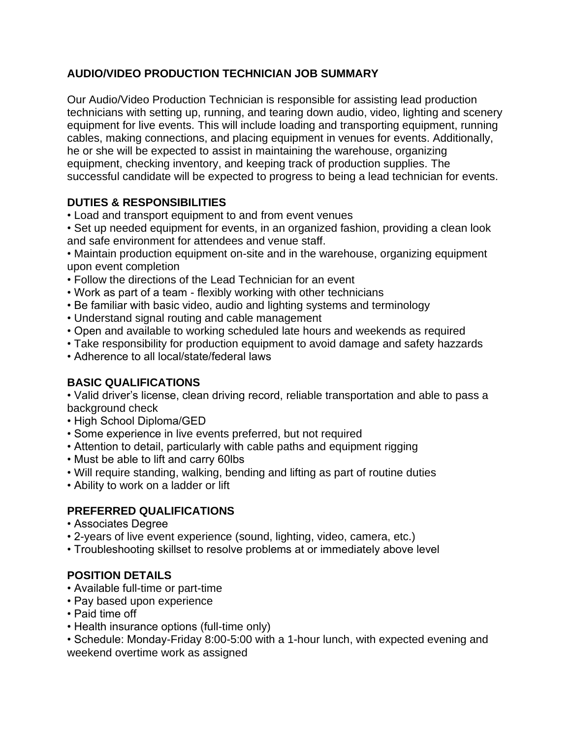## AUDIO/VIDEO PRODUCTION TECHNICIAN JOB SUMMARY

Our Audio/Video Production Technician is responsible for assisting lead production technicians with setting up, running, and tearing down audio, video, lighting and scenery equipment for live events. This will include loading and transporting equipment, running cables, making connections, and placing equipment in venues for events. Additionally, he or she will be expected to assist in maintaining the warehouse, organizing equipment, checking inventory, and keeping track of production supplies. The successful candidate will be expected to progress to being a lead technician for events.

### DUTIES & RESPONSIBILITIES

- Load and transport equipment to and from event venues
- Set up needed equipment for events, in an organized fashion, providing a clean look and safe environment for attendees and venue staff.
- Maintain production equipment on-site and in the warehouse, organizing equipment upon event completion
- Follow the directions of the Lead Technician for an event
- Work as part of a team - flexibly working with other technicians
- Be familiar with basic video, audio and lighting systems and terminology
- Understand signal routing and cable management
- Open and available to working scheduled late hours and weekends as required
- Take responsibility for production equipment to avoid damage and safety hazzards
- Adherence to all local/state/federal laws

### BASIC QUALIFICATIONS

- Valid driver's license, clean driving record, reliable transportation and able to pass a background check
- High School Diploma/GED
- Some experience in live events preferred, but not required
- Attention to detail, particularly with cable paths and equipment rigging
- Must be able to lift and carry 60lbs
- Will require standing, walking, bending and lifting as part of routine duties
- Ability to work on a ladder or lift

### PREFERRED QUALIFICATIONS

- Associates Degree
- 2-years of live event experience (sound, lighting, video, camera, etc.)
- Troubleshooting skillset to resolve problems at or immediately above level

### POSITION DETAILS

- Available full-time or part-time
- Pay based upon experience
- Paid time off
- Health insurance options (full-time only)
- Schedule: Monday-Friday 8:00-5:00 with a 1-hour lunch, with expected evening and weekend overtime work as assigned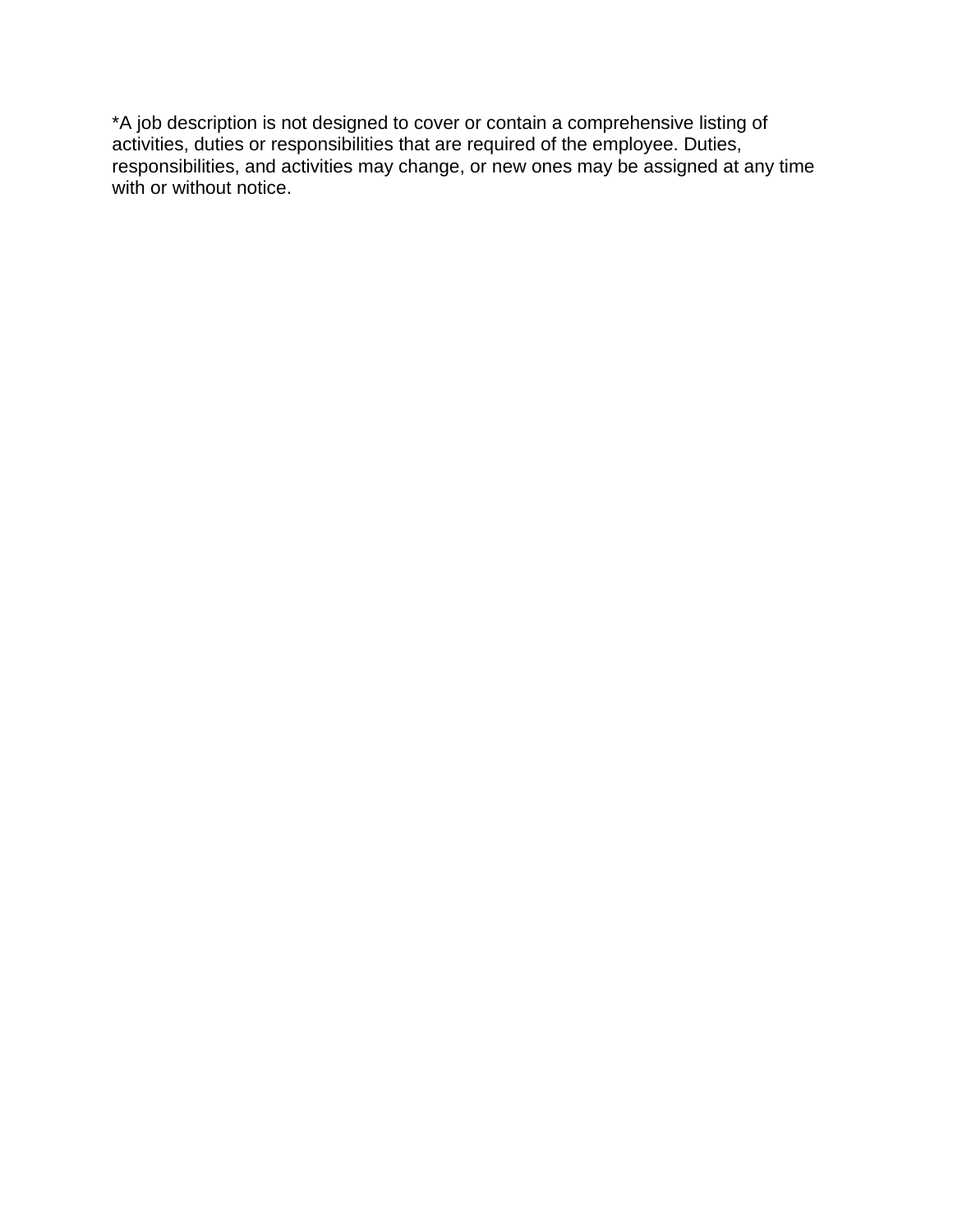*A job description is not designed to cover or contain a comprehensive listing of activities, duties or responsibilities that are required of the employee. Duties, responsibilities, and activities may change, or new ones may be assigned at any time with or without notice.